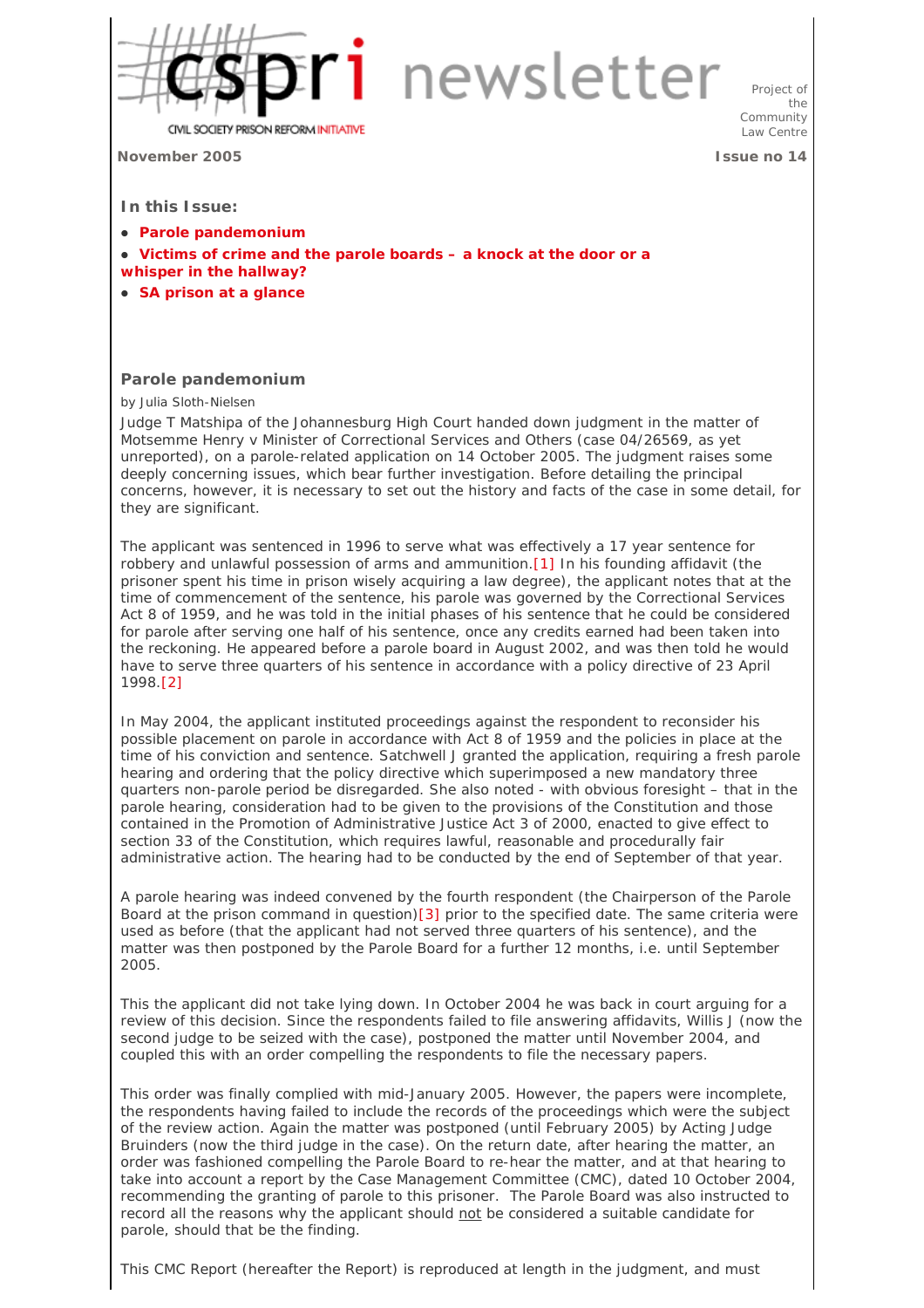# cspri newsletter

CIVIL SOCIETY PRISON REFORM INITIATIVE

Project of the Community Law Centre

**November 2005** **Issue no 14**

**In this Issue:**

- **Parole pandemonium**
- **Victims of crime and the parole boards – a knock at the door or a whisper in the hallway?**
- **SA prison at a glance**

## Parole pandemonium

by Julia Sloth-Nielsen

Judge T Matshipa of the Johannesburg High Court handed down judgment in the matter of Motsemme Henry v Minister of Correctional Services and Others (case 04/26569, as yet unreported), on a parole-related application on 14 October 2005. The judgment raises some deeply concerning issues, which bear further investigation. Before detailing the principal concerns, however, it is necessary to set out the history and facts of the case in some detail, for they are significant.

The applicant was sentenced in 1996 to serve what was effectively a 17 year sentence for robbery and unlawful possession of arms and ammunition.[1] In his founding affidavit (the prisoner spent his time in prison wisely acquiring a law degree), the applicant notes that at the time of commencement of the sentence, his parole was governed by the Correctional Services Act 8 of 1959, and he was told in the initial phases of his sentence that he could be considered for parole after serving one half of his sentence, once any credits earned had been taken into the reckoning. He appeared before a parole board in August 2002, and was then told he would have to serve three quarters of his sentence in accordance with a policy directive of 23 April 1998.[2]

In May 2004, the applicant instituted proceedings against the respondent to reconsider his possible placement on parole in accordance with Act 8 of 1959 and the policies in place at the time of his conviction and sentence. Satchwell J granted the application, requiring a fresh parole hearing and ordering that the policy directive which superimposed a new mandatory three quarters non-parole period be disregarded. She also noted - with obvious foresight – that in the parole hearing, consideration had to be given to the provisions of the Constitution and those contained in the Promotion of Administrative Justice Act 3 of 2000, enacted to give effect to section 33 of the Constitution, which requires lawful, reasonable and procedurally fair administrative action. The hearing had to be conducted by the end of September of that year.

A parole hearing was indeed convened by the fourth respondent (the Chairperson of the Parole Board at the prison command in question)[3] prior to the specified date. The same criteria were used as before (that the applicant had not served three quarters of his sentence), and the matter was then postponed by the Parole Board for a further 12 months, i.e. until September 2005.

This the applicant did not take lying down. In October 2004 he was back in court arguing for a review of this decision. Since the respondents failed to file answering affidavits, Willis J (now the second judge to be seized with the case), postponed the matter until November 2004, and coupled this with an order compelling the respondents to file the necessary papers.

This order was finally complied with mid-January 2005. However, the papers were incomplete, the respondents having failed to include the records of the proceedings which were the subject of the review action. Again the matter was postponed (until February 2005) by Acting Judge Bruinders (now the third judge in the case). On the return date, after hearing the matter, an order was fashioned compelling the Parole Board to re-hear the matter, and at that hearing to take into account a report by the Case Management Committee (CMC), dated 10 October 2004, recommending the granting of parole to this prisoner. The Parole Board was also instructed to record all the reasons why the applicant should not be considered a suitable candidate for parole, should that be the finding.

This CMC Report (hereafter the Report) is reproduced at length in the judgment, and must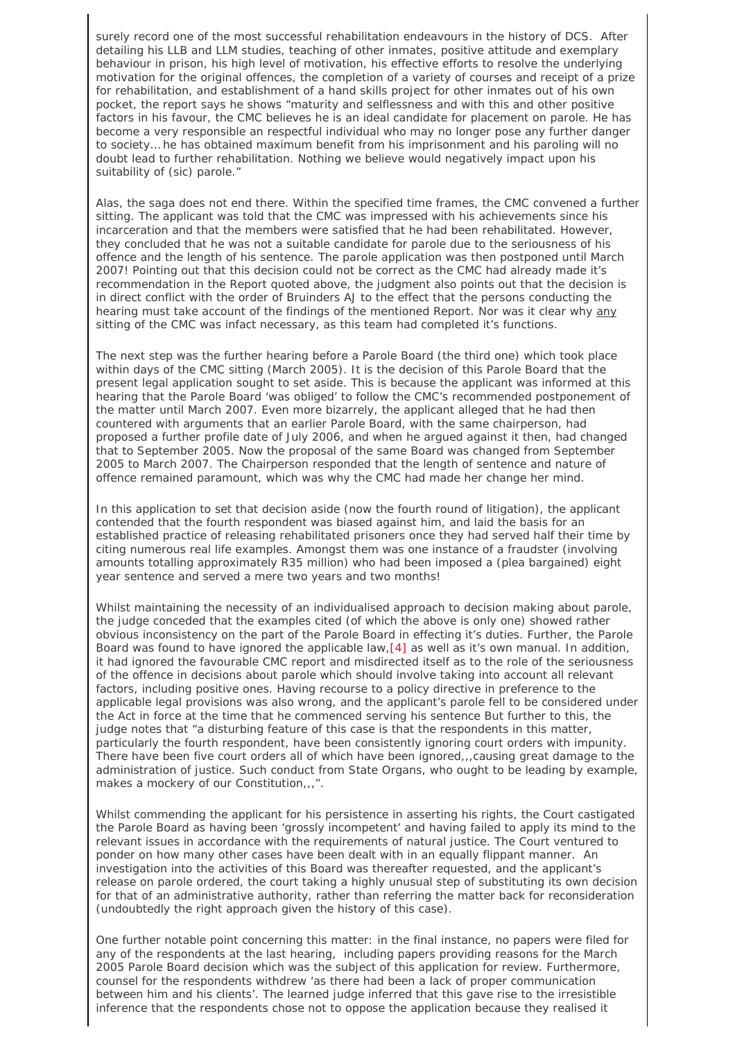surely record one of the most successful rehabilitation endeavours in the history of DCS. After detailing his LLB and LLM studies, teaching of other inmates, positive attitude and exemplary behaviour in prison, his high level of motivation, his effective efforts to resolve the underlying motivation for the original offences, the completion of a variety of courses and receipt of a prize for rehabilitation, and establishment of a hand skills project for other inmates out of his own pocket, the report says he shows "maturity and selflessness and with this and other positive factors in his favour, the CMC believes he is an ideal candidate for placement on parole. He has become a very responsible an respectful individual who may no longer pose any further danger to society… he has obtained maximum benefit from his imprisonment and his paroling will no doubt lead to further rehabilitation. Nothing we believe would negatively impact upon his suitability of (sic) parole."

Alas, the saga does not end there. Within the specified time frames, the CMC convened a further sitting. The applicant was told that the CMC was impressed with his achievements since his incarceration and that the members were satisfied that he had been rehabilitated. However, they concluded that he was not a suitable candidate for parole due to the seriousness of his offence and the length of his sentence. The parole application was then postponed until March 2007! Pointing out that this decision could not be correct as the CMC had already made it's recommendation in the Report quoted above, the judgment also points out that the decision is in direct conflict with the order of Bruinders AJ to the effect that the persons conducting the hearing must take account of the findings of the mentioned Report. Nor was it clear why <u>any</u> sitting of the CMC was infact necessary, as this team had completed it's functions.

The next step was the further hearing before a Parole Board (the third one) which took place within days of the CMC sitting (March 2005). It is the decision of this Parole Board that the present legal application sought to set aside. This is because the applicant was informed at this hearing that the Parole Board 'was obliged' to follow the CMC's recommended postponement of the matter until March 2007. Even more bizarrely, the applicant alleged that he had then countered with arguments that an earlier Parole Board, with the same chairperson, had proposed a further profile date of July 2006, and when he argued against it then, had changed that to September 2005. Now the proposal of the same Board was changed from September 2005 to March 2007. The Chairperson responded that the length of sentence and nature of offence remained paramount, which was why the CMC had made her change her mind.

In this application to set that decision aside (now the fourth round of litigation), the applicant contended that the fourth respondent was biased against him, and laid the basis for an established practice of releasing rehabilitated prisoners once they had served half their time by citing numerous real life examples. Amongst them was one instance of a fraudster (involving amounts totalling approximately R35 million) who had been imposed a (plea bargained) eight year sentence and served a mere two years and two months!

Whilst maintaining the necessity of an individualised approach to decision making about parole, the judge conceded that the examples cited (of which the above is only one) showed rather obvious inconsistency on the part of the Parole Board in effecting it's duties. Further, the Parole Board was found to have ignored the applicable law,[4] as well as it's own manual. In addition, it had ignored the favourable CMC report and misdirected itself as to the role of the seriousness of the offence in decisions about parole which should involve taking into account all relevant factors, including positive ones. Having recourse to a policy directive in preference to the applicable legal provisions was also wrong, and the applicant's parole fell to be considered under the Act in force at the time that he commenced serving his sentence But further to this, the judge notes that "a disturbing feature of this case is that the respondents in this matter, particularly the fourth respondent, have been consistently ignoring court orders with impunity. There have been five court orders all of which have been ignored,,,causing great damage to the administration of justice. Such conduct from State Organs, who ought to be leading by example, makes a mockery of our Constitution,,,".

Whilst commending the applicant for his persistence in asserting his rights, the Court castigated the Parole Board as having been 'grossly incompetent' and having failed to apply its mind to the relevant issues in accordance with the requirements of natural justice. The Court ventured to ponder on how many other cases have been dealt with in an equally flippant manner. An investigation into the activities of this Board was thereafter requested, and the applicant's release on parole ordered, the court taking a highly unusual step of substituting its own decision for that of an administrative authority, rather than referring the matter back for reconsideration (undoubtedly the right approach given the history of this case).

One further notable point concerning this matter: in the final instance, no papers were filed for any of the respondents at the last hearing, including papers providing reasons for the March 2005 Parole Board decision which was the subject of this application for review. Furthermore, counsel for the respondents withdrew 'as there had been a lack of proper communication between him and his clients'. The learned judge inferred that this gave rise to the irresistible inference that the respondents chose not to oppose the application because they realised it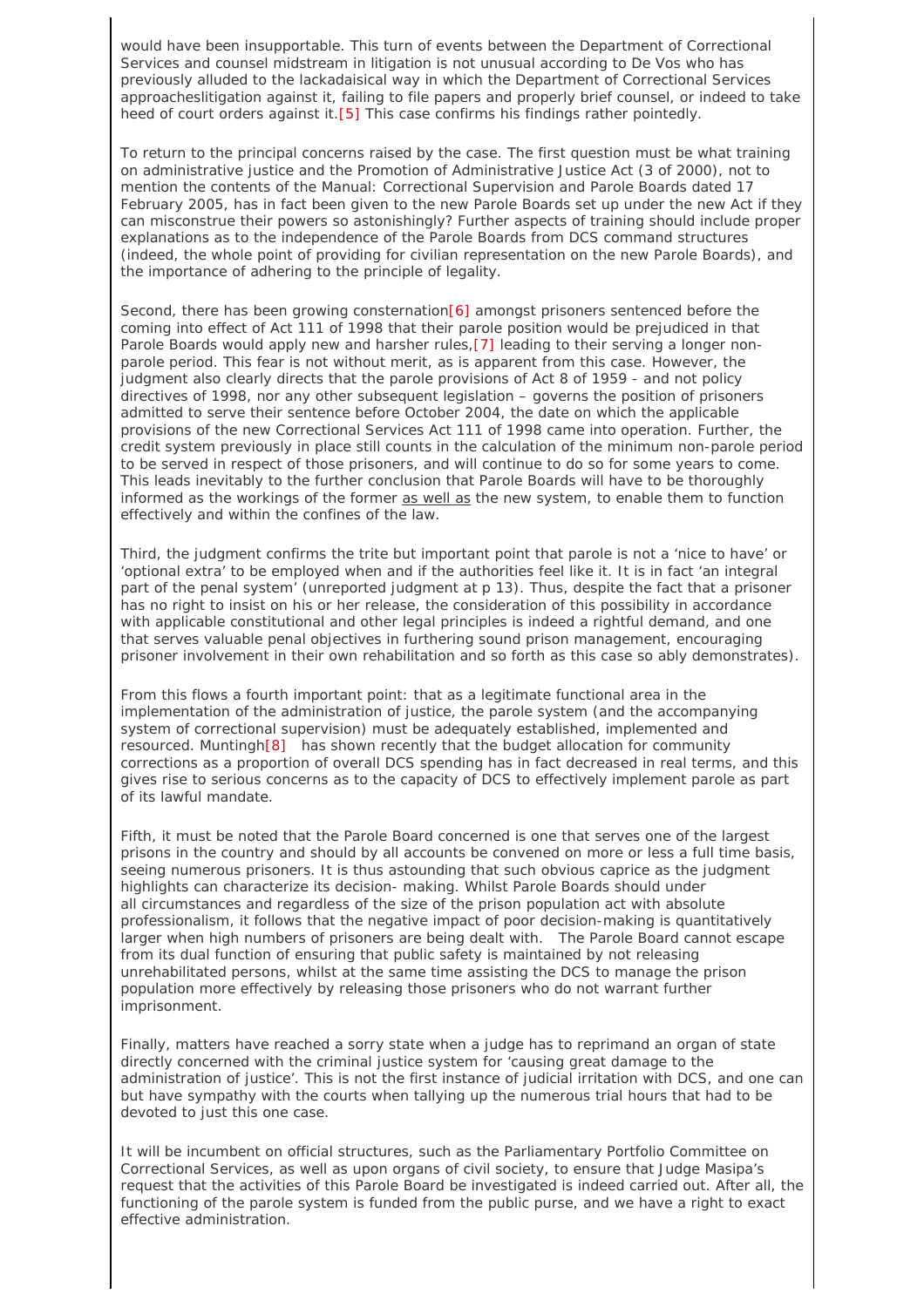would have been insupportable. This turn of events between the Department of Correctional Services and counsel midstream in litigation is not unusual according to De Vos who has previously alluded to the lackadaisical way in which the Department of Correctional Services approacheslitigation against it, failing to file papers and properly brief counsel, or indeed to take heed of court orders against it.[5] This case confirms his findings rather pointedly.

To return to the principal concerns raised by the case. The first question must be what training on administrative justice and the Promotion of Administrative Justice Act (3 of 2000), not to mention the contents of the Manual: Correctional Supervision and Parole Boards dated 17 February 2005, has in fact been given to the new Parole Boards set up under the new Act if they can misconstrue their powers so astonishingly? Further aspects of training should include proper explanations as to the independence of the Parole Boards from DCS command structures (indeed, the whole point of providing for civilian representation on the new Parole Boards), and the importance of adhering to the principle of legality.

Second, there has been growing consternation[6] amongst prisoners sentenced before the coming into effect of Act 111 of 1998 that their parole position would be prejudiced in that Parole Boards would apply new and harsher rules,[7] leading to their serving a longer non-parole period. This fear is not without merit, as is apparent from this case. However, the judgment also clearly directs that the parole provisions of Act 8 of 1959 - and not policy directives of 1998, nor any other subsequent legislation – governs the position of prisoners admitted to serve their sentence before October 2004, the date on which the applicable provisions of the new Correctional Services Act 111 of 1998 came into operation. Further, the credit system previously in place still counts in the calculation of the minimum non-parole period to be served in respect of those prisoners, and will continue to do so for some years to come. This leads inevitably to the further conclusion that Parole Boards will have to be thoroughly informed as the workings of the former <u>as well as</u> the new system, to enable them to function effectively and within the confines of the law.

Third, the judgment confirms the trite but important point that parole is not a 'nice to have' or 'optional extra' to be employed when and if the authorities feel like it. It is in fact 'an integral part of the penal system' (unreported judgment at p 13). Thus, despite the fact that a prisoner has no right to insist on his or her release, the consideration of this possibility in accordance with applicable constitutional and other legal principles is indeed a rightful demand, and one that serves valuable penal objectives in furthering sound prison management, encouraging prisoner involvement in their own rehabilitation and so forth as this case so ably demonstrates).

From this flows a fourth important point: that as a legitimate functional area in the implementation of the administration of justice, the parole system (and the accompanying system of correctional supervision) must be adequately established, implemented and resourced. Muntingh[8] has shown recently that the budget allocation for community corrections as a proportion of overall DCS spending has in fact decreased in real terms, and this gives rise to serious concerns as to the capacity of DCS to effectively implement parole as part of its lawful mandate.

Fifth, it must be noted that the Parole Board concerned is one that serves one of the largest prisons in the country and should by all accounts be convened on more or less a full time basis, seeing numerous prisoners. It is thus astounding that such obvious caprice as the judgment highlights can characterize its decision- making. Whilst Parole Boards should under all circumstances and regardless of the size of the prison population act with absolute professionalism, it follows that the negative impact of poor decision-making is quantitatively larger when high numbers of prisoners are being dealt with. The Parole Board cannot escape from its dual function of ensuring that public safety is maintained by not releasing unrehabilitated persons, whilst at the same time assisting the DCS to manage the prison population more effectively by releasing those prisoners who do not warrant further imprisonment.

Finally, matters have reached a sorry state when a judge has to reprimand an organ of state directly concerned with the criminal justice system for 'causing great damage to the administration of justice'. This is not the first instance of judicial irritation with DCS, and one can but have sympathy with the courts when tallying up the numerous trial hours that had to be devoted to just this one case.

It will be incumbent on official structures, such as the Parliamentary Portfolio Committee on Correctional Services, as well as upon organs of civil society, to ensure that Judge Masipa's request that the activities of this Parole Board be investigated is indeed carried out. After all, the functioning of the parole system is funded from the public purse, and we have a right to exact effective administration.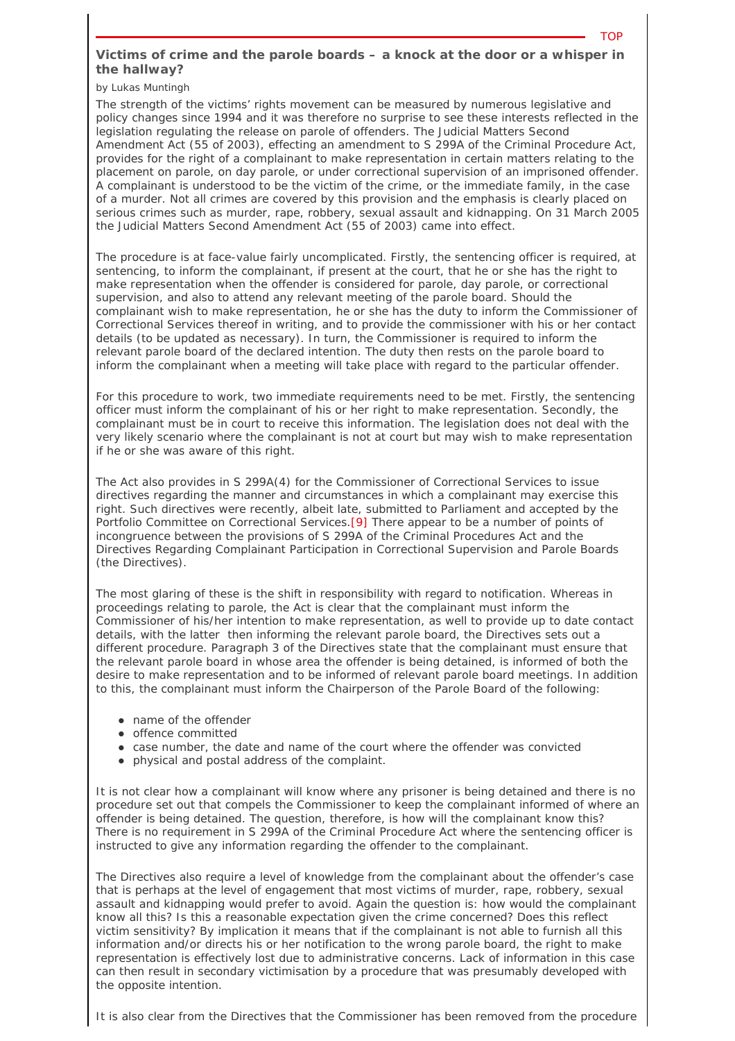## Victims of crime and the parole boards – a knock at the door or a whisper in the hallway?

by Lukas Muntingh

The strength of the victims' rights movement can be measured by numerous legislative and policy changes since 1994 and it was therefore no surprise to see these interests reflected in the legislation regulating the release on parole of offenders. The Judicial Matters Second Amendment Act (55 of 2003), effecting an amendment to S 299A of the Criminal Procedure Act, provides for the right of a complainant to make representation in certain matters relating to the placement on parole, on day parole, or under correctional supervision of an imprisoned offender. A complainant is understood to be the victim of the crime, or the immediate family, in the case of a murder. Not all crimes are covered by this provision and the emphasis is clearly placed on serious crimes such as murder, rape, robbery, sexual assault and kidnapping. On 31 March 2005 the Judicial Matters Second Amendment Act (55 of 2003) came into effect.

The procedure is at face-value fairly uncomplicated. Firstly, the sentencing officer is required, at sentencing, to inform the complainant, if present at the court, that he or she has the right to make representation when the offender is considered for parole, day parole, or correctional supervision, and also to attend any relevant meeting of the parole board. Should the complainant wish to make representation, he or she has the duty to inform the Commissioner of Correctional Services thereof in writing, and to provide the commissioner with his or her contact details (to be updated as necessary). In turn, the Commissioner is required to inform the relevant parole board of the declared intention. The duty then rests on the parole board to inform the complainant when a meeting will take place with regard to the particular offender.

For this procedure to work, two immediate requirements need to be met. Firstly, the sentencing officer must inform the complainant of his or her right to make representation. Secondly, the complainant must be in court to receive this information. The legislation does not deal with the very likely scenario where the complainant is not at court but may wish to make representation if he or she was aware of this right.

The Act also provides in S 299A(4) for the Commissioner of Correctional Services to issue directives regarding the manner and circumstances in which a complainant may exercise this right. Such directives were recently, albeit late, submitted to Parliament and accepted by the Portfolio Committee on Correctional Services.[9] There appear to be a number of points of incongruence between the provisions of S 299A of the Criminal Procedures Act and the Directives Regarding Complainant Participation in Correctional Supervision and Parole Boards (the Directives).

The most glaring of these is the shift in responsibility with regard to notification. Whereas in proceedings relating to parole, the Act is clear that the complainant must inform the Commissioner of his/her intention to make representation, as well to provide up to date contact details, with the latter then informing the relevant parole board, the Directives sets out a different procedure. Paragraph 3 of the Directives state that the complainant must ensure that the relevant parole board in whose area the offender is being detained, is informed of both the desire to make representation and to be informed of relevant parole board meetings. In addition to this, the complainant must inform the Chairperson of the Parole Board of the following:

- name of the offender
- offence committed
- case number, the date and name of the court where the offender was convicted
- physical and postal address of the complaint.

It is not clear how a complainant will know where any prisoner is being detained and there is no procedure set out that compels the Commissioner to keep the complainant informed of where an offender is being detained. The question, therefore, is how will the complainant know this? There is no requirement in S 299A of the Criminal Procedure Act where the sentencing officer is instructed to give any information regarding the offender to the complainant.

The Directives also require a level of knowledge from the complainant about the offender's case that is perhaps at the level of engagement that most victims of murder, rape, robbery, sexual assault and kidnapping would prefer to avoid. Again the question is: how would the complainant know all this? Is this a reasonable expectation given the crime concerned? Does this reflect victim sensitivity? By implication it means that if the complainant is not able to furnish all this information and/or directs his or her notification to the wrong parole board, the right to make representation is effectively lost due to administrative concerns. Lack of information in this case can then result in secondary victimisation by a procedure that was presumably developed with the opposite intention.

It is also clear from the Directives that the Commissioner has been removed from the procedure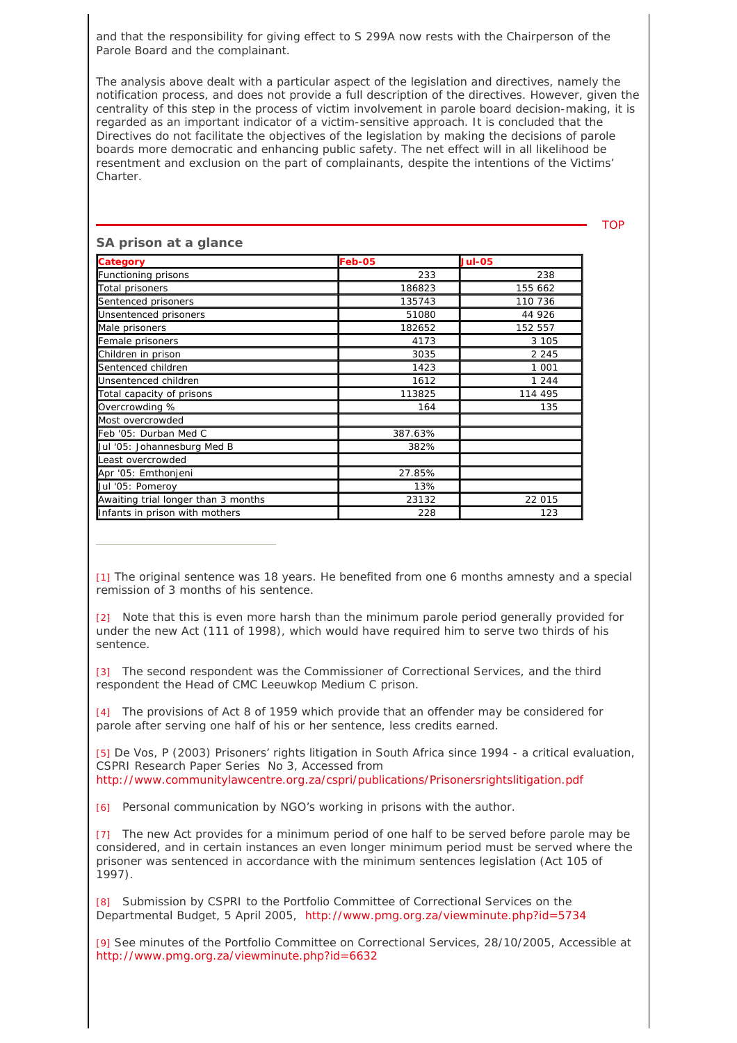and that the responsibility for giving effect to S 299A now rests with the Chairperson of the Parole Board and the complainant.

The analysis above dealt with a particular aspect of the legislation and directives, namely the notification process, and does not provide a full description of the directives. However, given the centrality of this step in the process of victim involvement in parole board decision-making, it is regarded as an important indicator of a victim-sensitive approach. It is concluded that the Directives do not facilitate the objectives of the legislation by making the decisions of parole boards more democratic and enhancing public safety. The net effect will in all likelihood be resentment and exclusion on the part of complainants, despite the intentions of the Victims' Charter.

TOP

## SA prison at a glance

| Category | Feb-05 | Jul-05 |
|---|---|---|
| Functioning prisons | 233 | 238 |
| Total prisoners | 186823 | 155 662 |
| Sentenced prisoners | 135743 | 110 736 |
| Unsentenced prisoners | 51080 | 44 926 |
| Male prisoners | 182652 | 152 557 |
| Female prisoners | 4173 | 3 105 |
| Children in prison | 3035 | 2 245 |
| Sentenced children | 1423 | 1 001 |
| Unsentenced children | 1612 | 1 244 |
| Total capacity of prisons | 113825 | 114 495 |
| Overcrowding % | 164 | 135 |
| Most overcrowded | | |
| Feb '05: Durban Med C | 387.63% | |
| Jul '05: Johannesburg Med B | 382% | |
| Least overcrowded | | |
| Apr '05: Emthonjeni | 27.85% | |
| Jul '05: Pomeroy | 13% | |
| Awaiting trial longer than 3 months | 23132 | 22 015 |
| Infants in prison with mothers | 228 | 123 |

---

[1] The original sentence was 18 years. He benefited from one 6 months amnesty and a special remission of 3 months of his sentence.

[2] Note that this is even more harsh than the minimum parole period generally provided for under the new Act (111 of 1998), which would have required him to serve two thirds of his sentence.

[3] The second respondent was the Commissioner of Correctional Services, and the third respondent the Head of CMC Leeuwkop Medium C prison.

[4] The provisions of Act 8 of 1959 which provide that an offender may be considered for parole after serving one half of his or her sentence, less credits earned.

[5] De Vos, P (2003) Prisoners' rights litigation in South Africa since 1994 - a critical evaluation, CSPRI Research Paper Series No 3, Accessed from http://www.communitylawcentre.org.za/cspri/publications/Prisonersrightslitigation.pdf

[6] Personal communication by NGO's working in prisons with the author.

[7] The new Act provides for a minimum period of one half to be served before parole may be considered, and in certain instances an even longer minimum period must be served where the prisoner was sentenced in accordance with the minimum sentences legislation (Act 105 of 1997).

[8] Submission by CSPRI to the Portfolio Committee of Correctional Services on the Departmental Budget, 5 April 2005, http://www.pmg.org.za/viewminute.php?id=5734

[9] See minutes of the Portfolio Committee on Correctional Services, 28/10/2005, Accessible at http://www.pmg.org.za/viewminute.php?id=6632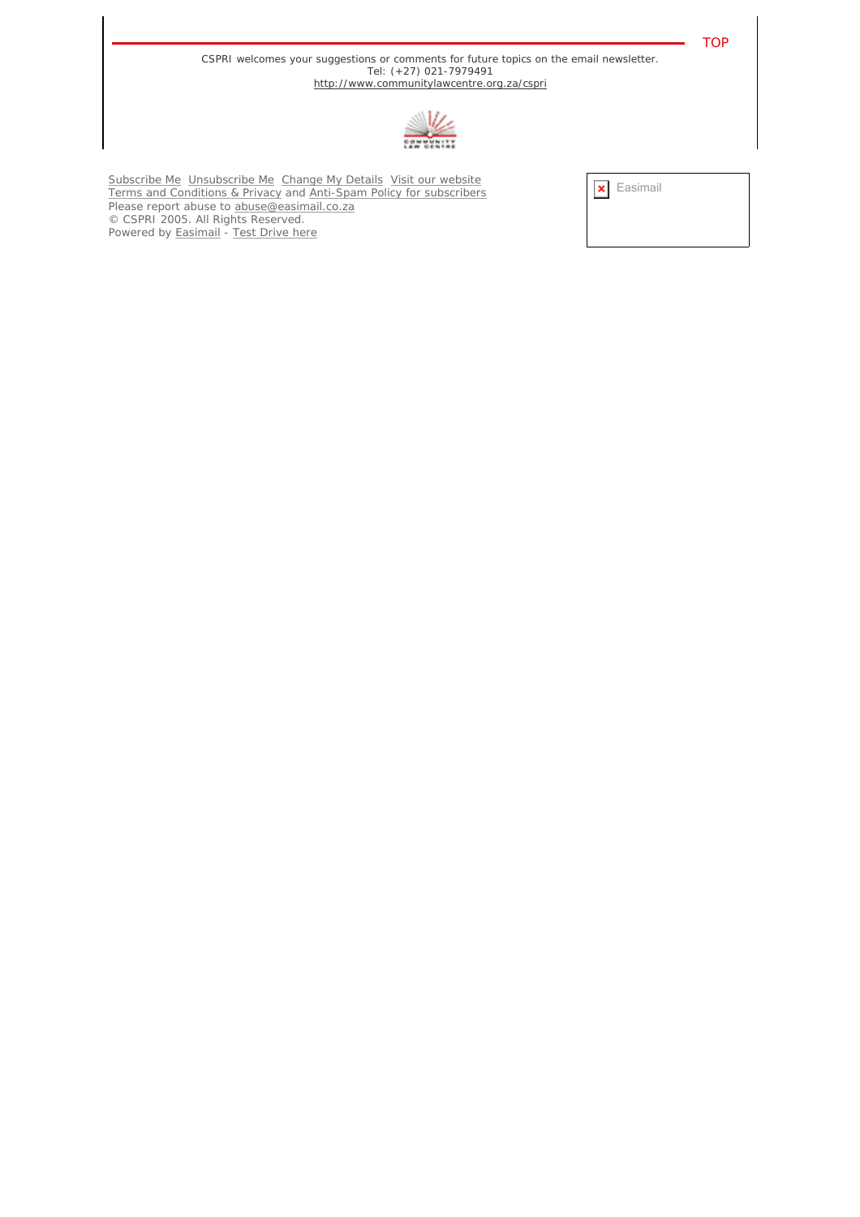TOP

CSPRI welcomes your suggestions or comments for future topics on the email newsletter.
Tel: (+27) 021-7979491
http://www.communitylawcentre.org.za/cspri

Subscribe Me Unsubscribe Me Change My Details Visit our website
Terms and Conditions & Privacy and Anti-Spam Policy for subscribers
Please report abuse to abuse@easimail.co.za
© CSPRI 2005. All Rights Reserved.
Powered by Easimail - Test Drive here

Easimail